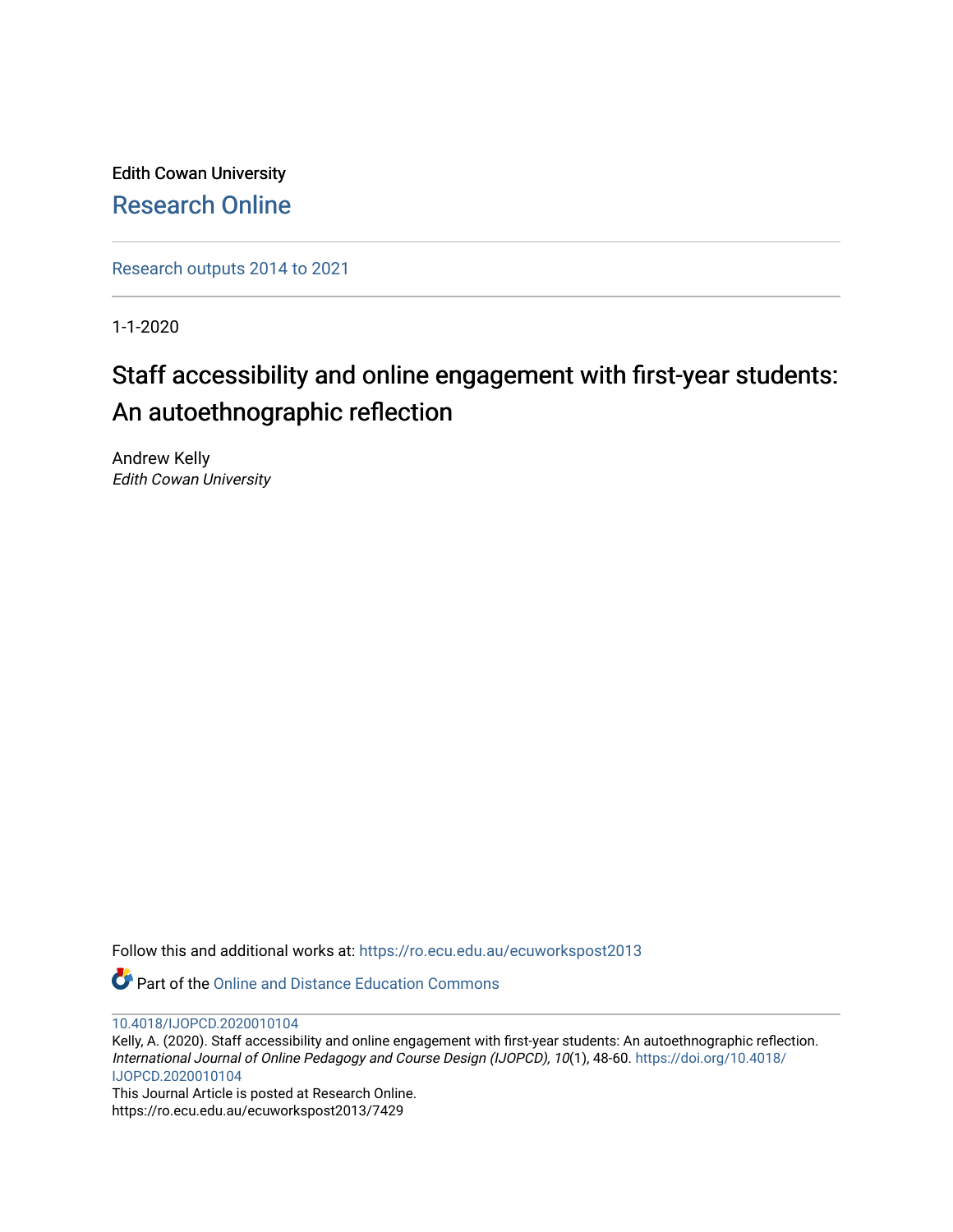Edith Cowan University

Research Online

Research outputs 2014 to 2021

1-1-2020

# Staff accessibility and online engagement with first-year students: An autoethnographic reflection

Andrew Kelly

*Edith Cowan University*

Follow this and additional works at: https://ro.ecu.edu.au/ecuworkspost2013

Part of the Online and Distance Education Commons

10.4018/IJOPCD.2020010104

Kelly, A. (2020). Staff accessibility and online engagement with first-year students: An autoethnographic reflection. *International Journal of Online Pedagogy and Course Design (IJOPCD), 10*(1), 48-60. https://doi.org/10.4018/IJOPCD.2020010104

This Journal Article is posted at Research Online.

https://ro.ecu.edu.au/ecuworkspost2013/7429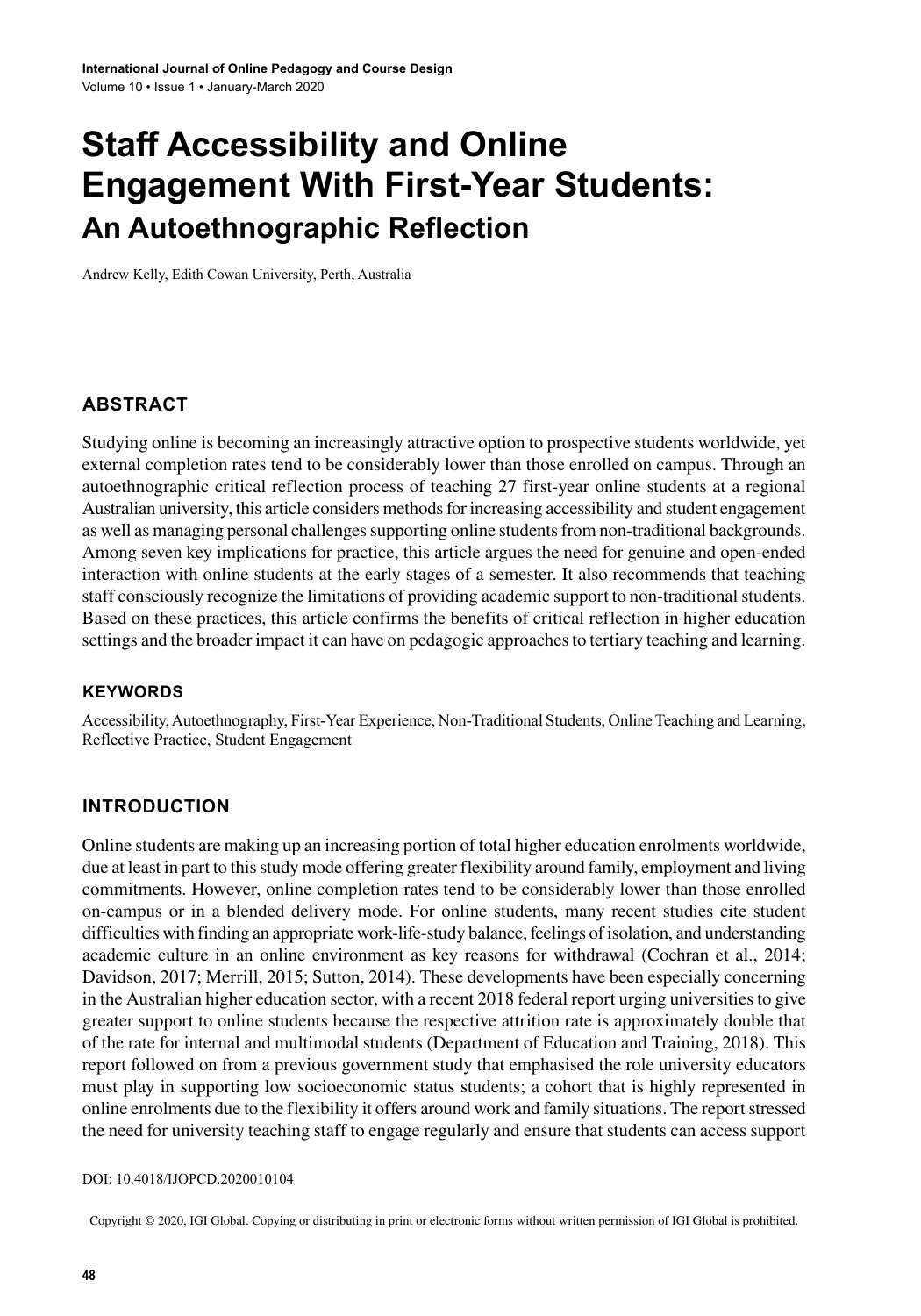# Staff Accessibility and Online Engagement With First-Year Students:

## An Autoethnographic Reflection

Andrew Kelly, Edith Cowan University, Perth, Australia

### ABSTRACT

Studying online is becoming an increasingly attractive option to prospective students worldwide, yet external completion rates tend to be considerably lower than those enrolled on campus. Through an autoethnographic critical reflection process of teaching 27 first-year online students at a regional Australian university, this article considers methods for increasing accessibility and student engagement as well as managing personal challenges supporting online students from non-traditional backgrounds. Among seven key implications for practice, this article argues the need for genuine and open-ended interaction with online students at the early stages of a semester. It also recommends that teaching staff consciously recognize the limitations of providing academic support to non-traditional students. Based on these practices, this article confirms the benefits of critical reflection in higher education settings and the broader impact it can have on pedagogic approaches to tertiary teaching and learning.

### KEYWORDS

Accessibility, Autoethnography, First-Year Experience, Non-Traditional Students, Online Teaching and Learning, Reflective Practice, Student Engagement

### INTRODUCTION

Online students are making up an increasing portion of total higher education enrolments worldwide, due at least in part to this study mode offering greater flexibility around family, employment and living commitments. However, online completion rates tend to be considerably lower than those enrolled on-campus or in a blended delivery mode. For online students, many recent studies cite student difficulties with finding an appropriate work-life-study balance, feelings of isolation, and understanding academic culture in an online environment as key reasons for withdrawal (Cochran et al., 2014; Davidson, 2017; Merrill, 2015; Sutton, 2014). These developments have been especially concerning in the Australian higher education sector, with a recent 2018 federal report urging universities to give greater support to online students because the respective attrition rate is approximately double that of the rate for internal and multimodal students (Department of Education and Training, 2018). This report followed on from a previous government study that emphasised the role university educators must play in supporting low socioeconomic status students; a cohort that is highly represented in online enrolments due to the flexibility it offers around work and family situations. The report stressed the need for university teaching staff to engage regularly and ensure that students can access support

DOI: 10.4018/IJOPCD.2020010104

Copyright © 2020, IGI Global. Copying or distributing in print or electronic forms without written permission of IGI Global is prohibited.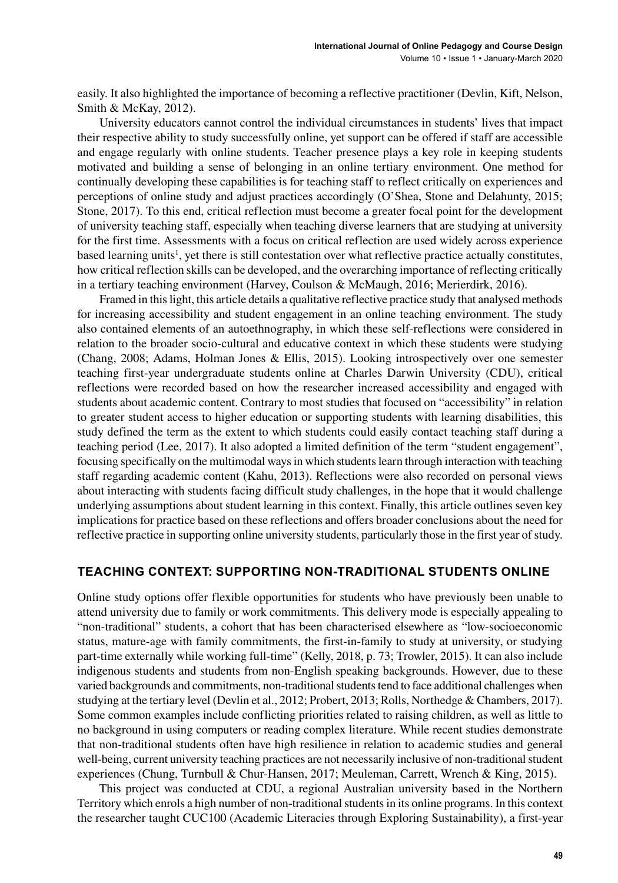easily. It also highlighted the importance of becoming a reflective practitioner (Devlin, Kift, Nelson, Smith & McKay, 2012).

University educators cannot control the individual circumstances in students' lives that impact their respective ability to study successfully online, yet support can be offered if staff are accessible and engage regularly with online students. Teacher presence plays a key role in keeping students motivated and building a sense of belonging in an online tertiary environment. One method for continually developing these capabilities is for teaching staff to reflect critically on experiences and perceptions of online study and adjust practices accordingly (O'Shea, Stone and Delahunty, 2015; Stone, 2017). To this end, critical reflection must become a greater focal point for the development of university teaching staff, especially when teaching diverse learners that are studying at university for the first time. Assessments with a focus on critical reflection are used widely across experience based learning units[1], yet there is still contestation over what reflective practice actually constitutes, how critical reflection skills can be developed, and the overarching importance of reflecting critically in a tertiary teaching environment (Harvey, Coulson & McMaugh, 2016; Merierdirk, 2016).

Framed in this light, this article details a qualitative reflective practice study that analysed methods for increasing accessibility and student engagement in an online teaching environment. The study also contained elements of an autoethnography, in which these self-reflections were considered in relation to the broader socio-cultural and educative context in which these students were studying (Chang, 2008; Adams, Holman Jones & Ellis, 2015). Looking introspectively over one semester teaching first-year undergraduate students online at Charles Darwin University (CDU), critical reflections were recorded based on how the researcher increased accessibility and engaged with students about academic content. Contrary to most studies that focused on "accessibility" in relation to greater student access to higher education or supporting students with learning disabilities, this study defined the term as the extent to which students could easily contact teaching staff during a teaching period (Lee, 2017). It also adopted a limited definition of the term "student engagement", focusing specifically on the multimodal ways in which students learn through interaction with teaching staff regarding academic content (Kahu, 2013). Reflections were also recorded on personal views about interacting with students facing difficult study challenges, in the hope that it would challenge underlying assumptions about student learning in this context. Finally, this article outlines seven key implications for practice based on these reflections and offers broader conclusions about the need for reflective practice in supporting online university students, particularly those in the first year of study.

## TEACHING CONTEXT: SUPPORTING NON-TRADITIONAL STUDENTS ONLINE

Online study options offer flexible opportunities for students who have previously been unable to attend university due to family or work commitments. This delivery mode is especially appealing to "non-traditional" students, a cohort that has been characterised elsewhere as "low-socioeconomic status, mature-age with family commitments, the first-in-family to study at university, or studying part-time externally while working full-time" (Kelly, 2018, p. 73; Trowler, 2015). It can also include indigenous students and students from non-English speaking backgrounds. However, due to these varied backgrounds and commitments, non-traditional students tend to face additional challenges when studying at the tertiary level (Devlin et al., 2012; Probert, 2013; Rolls, Northedge & Chambers, 2017). Some common examples include conflicting priorities related to raising children, as well as little to no background in using computers or reading complex literature. While recent studies demonstrate that non-traditional students often have high resilience in relation to academic studies and general well-being, current university teaching practices are not necessarily inclusive of non-traditional student experiences (Chung, Turnbull & Chur-Hansen, 2017; Meuleman, Carrett, Wrench & King, 2015).

This project was conducted at CDU, a regional Australian university based in the Northern Territory which enrols a high number of non-traditional students in its online programs. In this context the researcher taught CUC100 (Academic Literacies through Exploring Sustainability), a first-year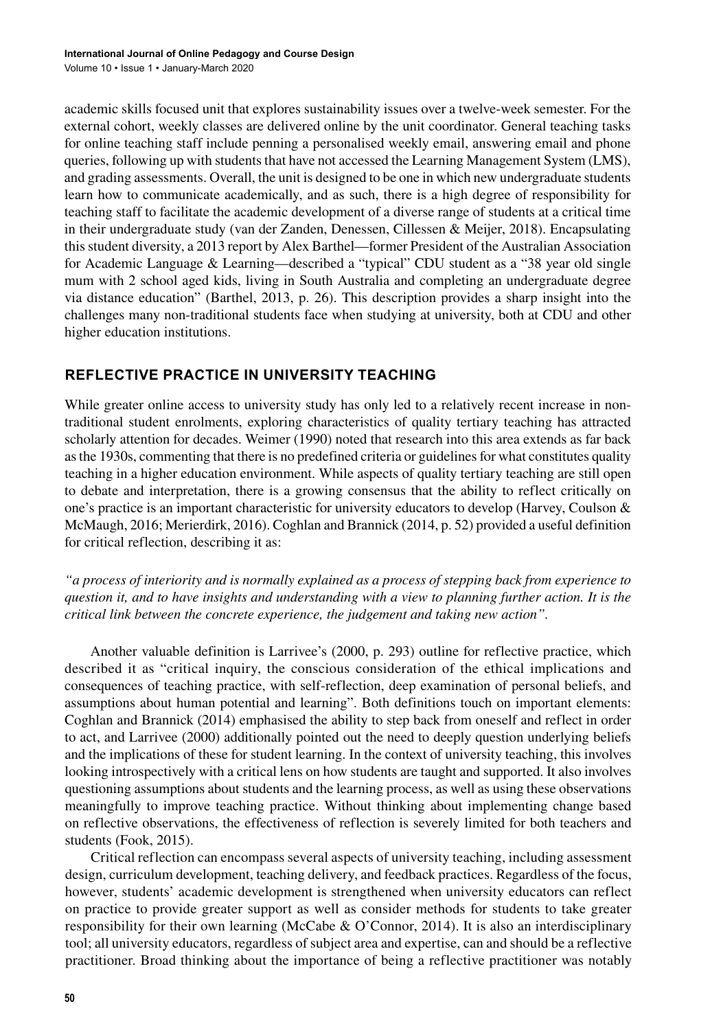academic skills focused unit that explores sustainability issues over a twelve-week semester. For the external cohort, weekly classes are delivered online by the unit coordinator. General teaching tasks for online teaching staff include penning a personalised weekly email, answering email and phone queries, following up with students that have not accessed the Learning Management System (LMS), and grading assessments. Overall, the unit is designed to be one in which new undergraduate students learn how to communicate academically, and as such, there is a high degree of responsibility for teaching staff to facilitate the academic development of a diverse range of students at a critical time in their undergraduate study (van der Zanden, Denessen, Cillessen & Meijer, 2018). Encapsulating this student diversity, a 2013 report by Alex Barthel—former President of the Australian Association for Academic Language & Learning—described a "typical" CDU student as a "38 year old single mum with 2 school aged kids, living in South Australia and completing an undergraduate degree via distance education" (Barthel, 2013, p. 26). This description provides a sharp insight into the challenges many non-traditional students face when studying at university, both at CDU and other higher education institutions.

## REFLECTIVE PRACTICE IN UNIVERSITY TEACHING

While greater online access to university study has only led to a relatively recent increase in non-traditional student enrolments, exploring characteristics of quality tertiary teaching has attracted scholarly attention for decades. Weimer (1990) noted that research into this area extends as far back as the 1930s, commenting that there is no predefined criteria or guidelines for what constitutes quality teaching in a higher education environment. While aspects of quality tertiary teaching are still open to debate and interpretation, there is a growing consensus that the ability to reflect critically on one's practice is an important characteristic for university educators to develop (Harvey, Coulson & McMaugh, 2016; Merierdirk, 2016). Coghlan and Brannick (2014, p. 52) provided a useful definition for critical reflection, describing it as:

*"a process of interiority and is normally explained as a process of stepping back from experience to question it, and to have insights and understanding with a view to planning further action. It is the critical link between the concrete experience, the judgement and taking new action".*

Another valuable definition is Larrivee's (2000, p. 293) outline for reflective practice, which described it as "critical inquiry, the conscious consideration of the ethical implications and consequences of teaching practice, with self-reflection, deep examination of personal beliefs, and assumptions about human potential and learning". Both definitions touch on important elements: Coghlan and Brannick (2014) emphasised the ability to step back from oneself and reflect in order to act, and Larrivee (2000) additionally pointed out the need to deeply question underlying beliefs and the implications of these for student learning. In the context of university teaching, this involves looking introspectively with a critical lens on how students are taught and supported. It also involves questioning assumptions about students and the learning process, as well as using these observations meaningfully to improve teaching practice. Without thinking about implementing change based on reflective observations, the effectiveness of reflection is severely limited for both teachers and students (Fook, 2015).

Critical reflection can encompass several aspects of university teaching, including assessment design, curriculum development, teaching delivery, and feedback practices. Regardless of the focus, however, students' academic development is strengthened when university educators can reflect on practice to provide greater support as well as consider methods for students to take greater responsibility for their own learning (McCabe & O'Connor, 2014). It is also an interdisciplinary tool; all university educators, regardless of subject area and expertise, can and should be a reflective practitioner. Broad thinking about the importance of being a reflective practitioner was notably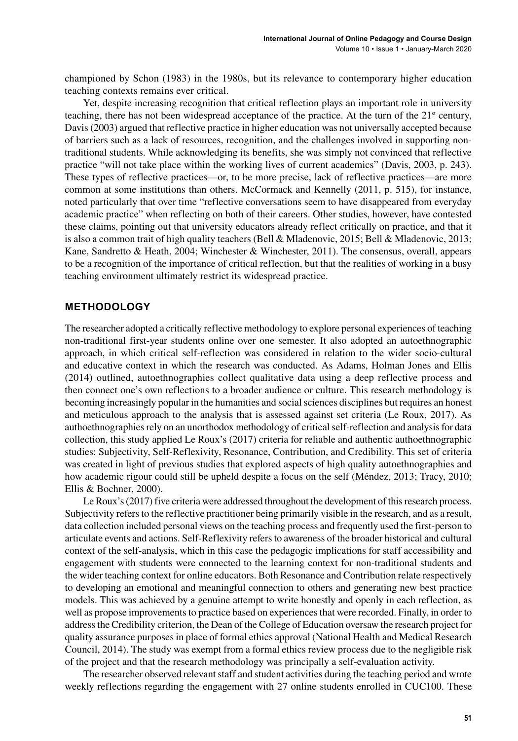championed by Schon (1983) in the 1980s, but its relevance to contemporary higher education teaching contexts remains ever critical.

Yet, despite increasing recognition that critical reflection plays an important role in university teaching, there has not been widespread acceptance of the practice. At the turn of the 21st century, Davis (2003) argued that reflective practice in higher education was not universally accepted because of barriers such as a lack of resources, recognition, and the challenges involved in supporting non-traditional students. While acknowledging its benefits, she was simply not convinced that reflective practice "will not take place within the working lives of current academics" (Davis, 2003, p. 243). These types of reflective practices—or, to be more precise, lack of reflective practices—are more common at some institutions than others. McCormack and Kennelly (2011, p. 515), for instance, noted particularly that over time "reflective conversations seem to have disappeared from everyday academic practice" when reflecting on both of their careers. Other studies, however, have contested these claims, pointing out that university educators already reflect critically on practice, and that it is also a common trait of high quality teachers (Bell & Mladenovic, 2015; Bell & Mladenovic, 2013; Kane, Sandretto & Heath, 2004; Winchester & Winchester, 2011). The consensus, overall, appears to be a recognition of the importance of critical reflection, but that the realities of working in a busy teaching environment ultimately restrict its widespread practice.

## METHODOLOGY

The researcher adopted a critically reflective methodology to explore personal experiences of teaching non-traditional first-year students online over one semester. It also adopted an autoethnographic approach, in which critical self-reflection was considered in relation to the wider socio-cultural and educative context in which the research was conducted. As Adams, Holman Jones and Ellis (2014) outlined, autoethnographies collect qualitative data using a deep reflective process and then connect one's own reflections to a broader audience or culture. This research methodology is becoming increasingly popular in the humanities and social sciences disciplines but requires an honest and meticulous approach to the analysis that is assessed against set criteria (Le Roux, 2017). As authoethnographies rely on an unorthodox methodology of critical self-reflection and analysis for data collection, this study applied Le Roux's (2017) criteria for reliable and authentic authoethnographic studies: Subjectivity, Self-Reflexivity, Resonance, Contribution, and Credibility. This set of criteria was created in light of previous studies that explored aspects of high quality autoethnographies and how academic rigour could still be upheld despite a focus on the self (Méndez, 2013; Tracy, 2010; Ellis & Bochner, 2000).

Le Roux's (2017) five criteria were addressed throughout the development of this research process. Subjectivity refers to the reflective practitioner being primarily visible in the research, and as a result, data collection included personal views on the teaching process and frequently used the first-person to articulate events and actions. Self-Reflexivity refers to awareness of the broader historical and cultural context of the self-analysis, which in this case the pedagogic implications for staff accessibility and engagement with students were connected to the learning context for non-traditional students and the wider teaching context for online educators. Both Resonance and Contribution relate respectively to developing an emotional and meaningful connection to others and generating new best practice models. This was achieved by a genuine attempt to write honestly and openly in each reflection, as well as propose improvements to practice based on experiences that were recorded. Finally, in order to address the Credibility criterion, the Dean of the College of Education oversaw the research project for quality assurance purposes in place of formal ethics approval (National Health and Medical Research Council, 2014). The study was exempt from a formal ethics review process due to the negligible risk of the project and that the research methodology was principally a self-evaluation activity.

The researcher observed relevant staff and student activities during the teaching period and wrote weekly reflections regarding the engagement with 27 online students enrolled in CUC100. These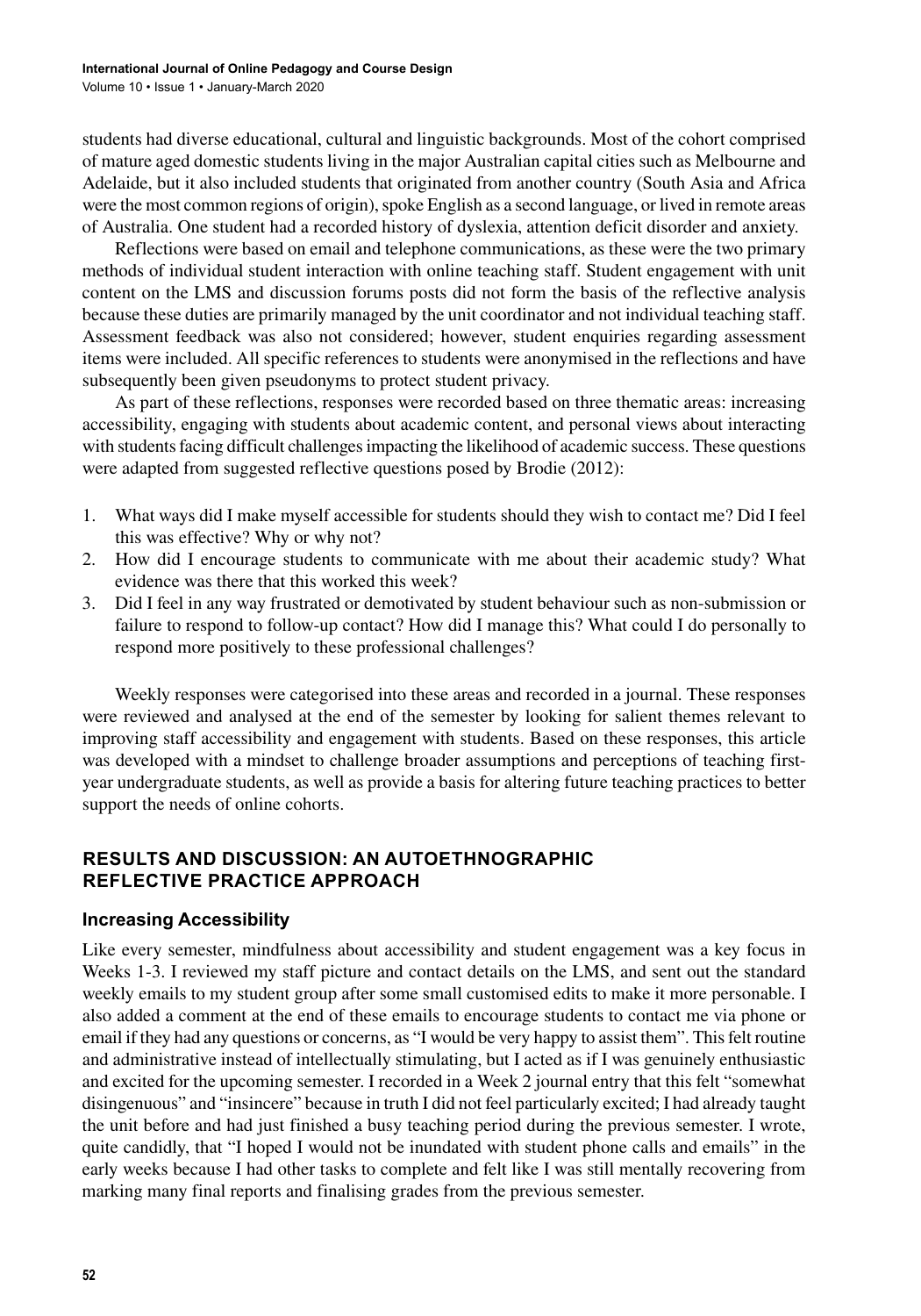students had diverse educational, cultural and linguistic backgrounds. Most of the cohort comprised of mature aged domestic students living in the major Australian capital cities such as Melbourne and Adelaide, but it also included students that originated from another country (South Asia and Africa were the most common regions of origin), spoke English as a second language, or lived in remote areas of Australia. One student had a recorded history of dyslexia, attention deficit disorder and anxiety.

Reflections were based on email and telephone communications, as these were the two primary methods of individual student interaction with online teaching staff. Student engagement with unit content on the LMS and discussion forums posts did not form the basis of the reflective analysis because these duties are primarily managed by the unit coordinator and not individual teaching staff. Assessment feedback was also not considered; however, student enquiries regarding assessment items were included. All specific references to students were anonymised in the reflections and have subsequently been given pseudonyms to protect student privacy.

As part of these reflections, responses were recorded based on three thematic areas: increasing accessibility, engaging with students about academic content, and personal views about interacting with students facing difficult challenges impacting the likelihood of academic success. These questions were adapted from suggested reflective questions posed by Brodie (2012):

1. What ways did I make myself accessible for students should they wish to contact me? Did I feel this was effective? Why or why not?
2. How did I encourage students to communicate with me about their academic study? What evidence was there that this worked this week?
3. Did I feel in any way frustrated or demotivated by student behaviour such as non-submission or failure to respond to follow-up contact? How did I manage this? What could I do personally to respond more positively to these professional challenges?

Weekly responses were categorised into these areas and recorded in a journal. These responses were reviewed and analysed at the end of the semester by looking for salient themes relevant to improving staff accessibility and engagement with students. Based on these responses, this article was developed with a mindset to challenge broader assumptions and perceptions of teaching first-year undergraduate students, as well as provide a basis for altering future teaching practices to better support the needs of online cohorts.

## RESULTS AND DISCUSSION: AN AUTOETHNOGRAPHIC REFLECTIVE PRACTICE APPROACH

### Increasing Accessibility

Like every semester, mindfulness about accessibility and student engagement was a key focus in Weeks 1-3. I reviewed my staff picture and contact details on the LMS, and sent out the standard weekly emails to my student group after some small customised edits to make it more personable. I also added a comment at the end of these emails to encourage students to contact me via phone or email if they had any questions or concerns, as "I would be very happy to assist them". This felt routine and administrative instead of intellectually stimulating, but I acted as if I was genuinely enthusiastic and excited for the upcoming semester. I recorded in a Week 2 journal entry that this felt "somewhat disingenuous" and "insincere" because in truth I did not feel particularly excited; I had already taught the unit before and had just finished a busy teaching period during the previous semester. I wrote, quite candidly, that "I hoped I would not be inundated with student phone calls and emails" in the early weeks because I had other tasks to complete and felt like I was still mentally recovering from marking many final reports and finalising grades from the previous semester.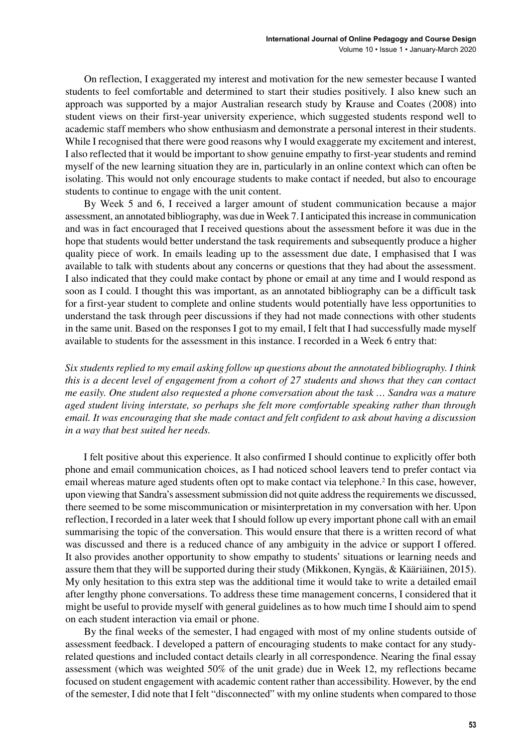On reflection, I exaggerated my interest and motivation for the new semester because I wanted students to feel comfortable and determined to start their studies positively. I also knew such an approach was supported by a major Australian research study by Krause and Coates (2008) into student views on their first-year university experience, which suggested students respond well to academic staff members who show enthusiasm and demonstrate a personal interest in their students. While I recognised that there were good reasons why I would exaggerate my excitement and interest, I also reflected that it would be important to show genuine empathy to first-year students and remind myself of the new learning situation they are in, particularly in an online context which can often be isolating. This would not only encourage students to make contact if needed, but also to encourage students to continue to engage with the unit content.

By Week 5 and 6, I received a larger amount of student communication because a major assessment, an annotated bibliography, was due in Week 7. I anticipated this increase in communication and was in fact encouraged that I received questions about the assessment before it was due in the hope that students would better understand the task requirements and subsequently produce a higher quality piece of work. In emails leading up to the assessment due date, I emphasised that I was available to talk with students about any concerns or questions that they had about the assessment. I also indicated that they could make contact by phone or email at any time and I would respond as soon as I could. I thought this was important, as an annotated bibliography can be a difficult task for a first-year student to complete and online students would potentially have less opportunities to understand the task through peer discussions if they had not made connections with other students in the same unit. Based on the responses I got to my email, I felt that I had successfully made myself available to students for the assessment in this instance. I recorded in a Week 6 entry that:

*Six students replied to my email asking follow up questions about the annotated bibliography. I think this is a decent level of engagement from a cohort of 27 students and shows that they can contact me easily. One student also requested a phone conversation about the task … Sandra was a mature aged student living interstate, so perhaps she felt more comfortable speaking rather than through email. It was encouraging that she made contact and felt confident to ask about having a discussion in a way that best suited her needs.*

I felt positive about this experience. It also confirmed I should continue to explicitly offer both phone and email communication choices, as I had noticed school leavers tend to prefer contact via email whereas mature aged students often opt to make contact via telephone.[2] In this case, however, upon viewing that Sandra's assessment submission did not quite address the requirements we discussed, there seemed to be some miscommunication or misinterpretation in my conversation with her. Upon reflection, I recorded in a later week that I should follow up every important phone call with an email summarising the topic of the conversation. This would ensure that there is a written record of what was discussed and there is a reduced chance of any ambiguity in the advice or support I offered. It also provides another opportunity to show empathy to students' situations or learning needs and assure them that they will be supported during their study (Mikkonen, Kyngäs, & Kääriäinen, 2015). My only hesitation to this extra step was the additional time it would take to write a detailed email after lengthy phone conversations. To address these time management concerns, I considered that it might be useful to provide myself with general guidelines as to how much time I should aim to spend on each student interaction via email or phone.

By the final weeks of the semester, I had engaged with most of my online students outside of assessment feedback. I developed a pattern of encouraging students to make contact for any study-related questions and included contact details clearly in all correspondence. Nearing the final essay assessment (which was weighted 50% of the unit grade) due in Week 12, my reflections became focused on student engagement with academic content rather than accessibility. However, by the end of the semester, I did note that I felt "disconnected" with my online students when compared to those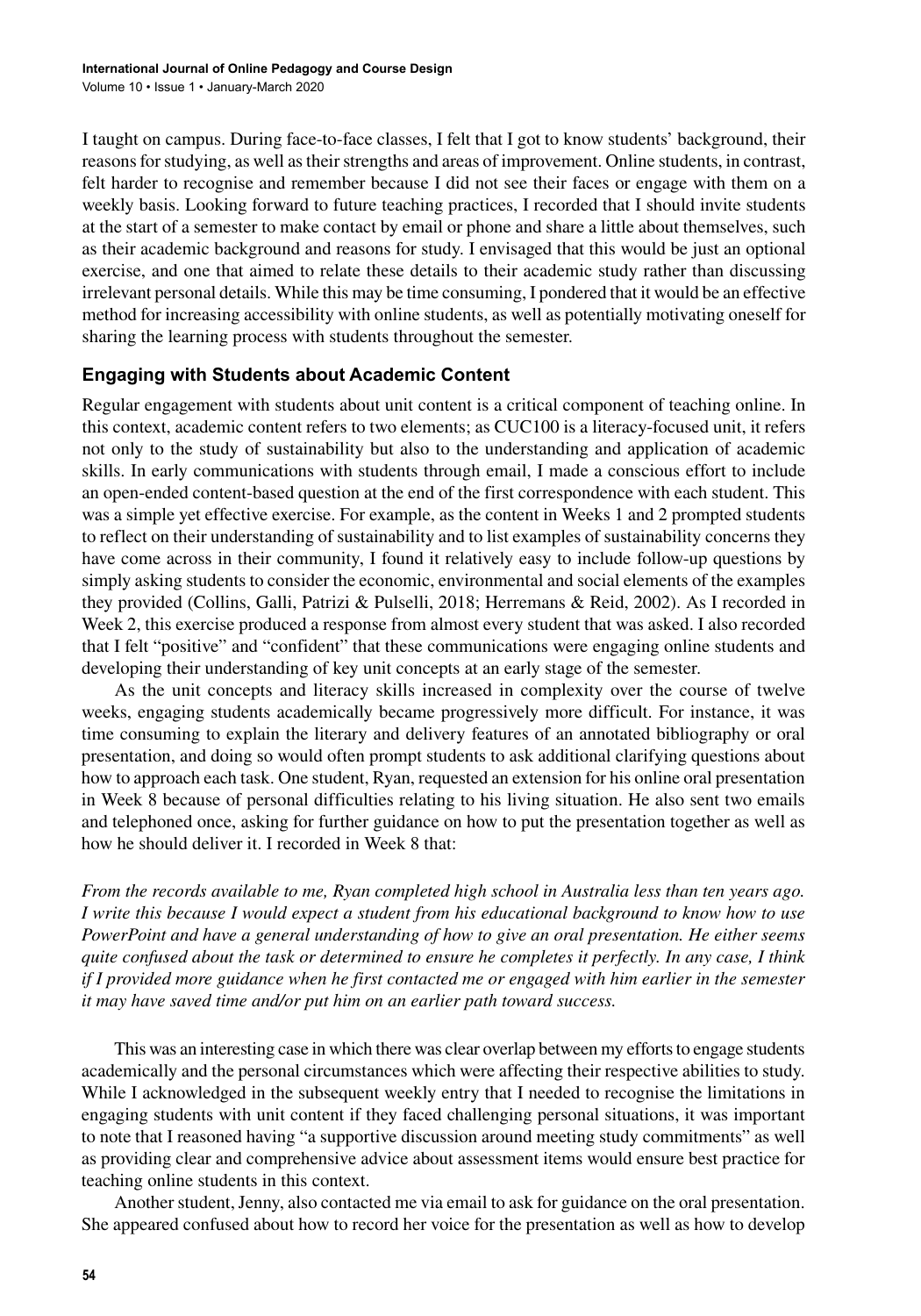I taught on campus. During face-to-face classes, I felt that I got to know students' background, their reasons for studying, as well as their strengths and areas of improvement. Online students, in contrast, felt harder to recognise and remember because I did not see their faces or engage with them on a weekly basis. Looking forward to future teaching practices, I recorded that I should invite students at the start of a semester to make contact by email or phone and share a little about themselves, such as their academic background and reasons for study. I envisaged that this would be just an optional exercise, and one that aimed to relate these details to their academic study rather than discussing irrelevant personal details. While this may be time consuming, I pondered that it would be an effective method for increasing accessibility with online students, as well as potentially motivating oneself for sharing the learning process with students throughout the semester.

### Engaging with Students about Academic Content

Regular engagement with students about unit content is a critical component of teaching online. In this context, academic content refers to two elements; as CUC100 is a literacy-focused unit, it refers not only to the study of sustainability but also to the understanding and application of academic skills. In early communications with students through email, I made a conscious effort to include an open-ended content-based question at the end of the first correspondence with each student. This was a simple yet effective exercise. For example, as the content in Weeks 1 and 2 prompted students to reflect on their understanding of sustainability and to list examples of sustainability concerns they have come across in their community, I found it relatively easy to include follow-up questions by simply asking students to consider the economic, environmental and social elements of the examples they provided (Collins, Galli, Patrizi & Pulselli, 2018; Herremans & Reid, 2002). As I recorded in Week 2, this exercise produced a response from almost every student that was asked. I also recorded that I felt "positive" and "confident" that these communications were engaging online students and developing their understanding of key unit concepts at an early stage of the semester.

As the unit concepts and literacy skills increased in complexity over the course of twelve weeks, engaging students academically became progressively more difficult. For instance, it was time consuming to explain the literary and delivery features of an annotated bibliography or oral presentation, and doing so would often prompt students to ask additional clarifying questions about how to approach each task. One student, Ryan, requested an extension for his online oral presentation in Week 8 because of personal difficulties relating to his living situation. He also sent two emails and telephoned once, asking for further guidance on how to put the presentation together as well as how he should deliver it. I recorded in Week 8 that:

*From the records available to me, Ryan completed high school in Australia less than ten years ago. I write this because I would expect a student from his educational background to know how to use PowerPoint and have a general understanding of how to give an oral presentation. He either seems quite confused about the task or determined to ensure he completes it perfectly. In any case, I think if I provided more guidance when he first contacted me or engaged with him earlier in the semester it may have saved time and/or put him on an earlier path toward success.*

This was an interesting case in which there was clear overlap between my efforts to engage students academically and the personal circumstances which were affecting their respective abilities to study. While I acknowledged in the subsequent weekly entry that I needed to recognise the limitations in engaging students with unit content if they faced challenging personal situations, it was important to note that I reasoned having "a supportive discussion around meeting study commitments" as well as providing clear and comprehensive advice about assessment items would ensure best practice for teaching online students in this context.

Another student, Jenny, also contacted me via email to ask for guidance on the oral presentation. She appeared confused about how to record her voice for the presentation as well as how to develop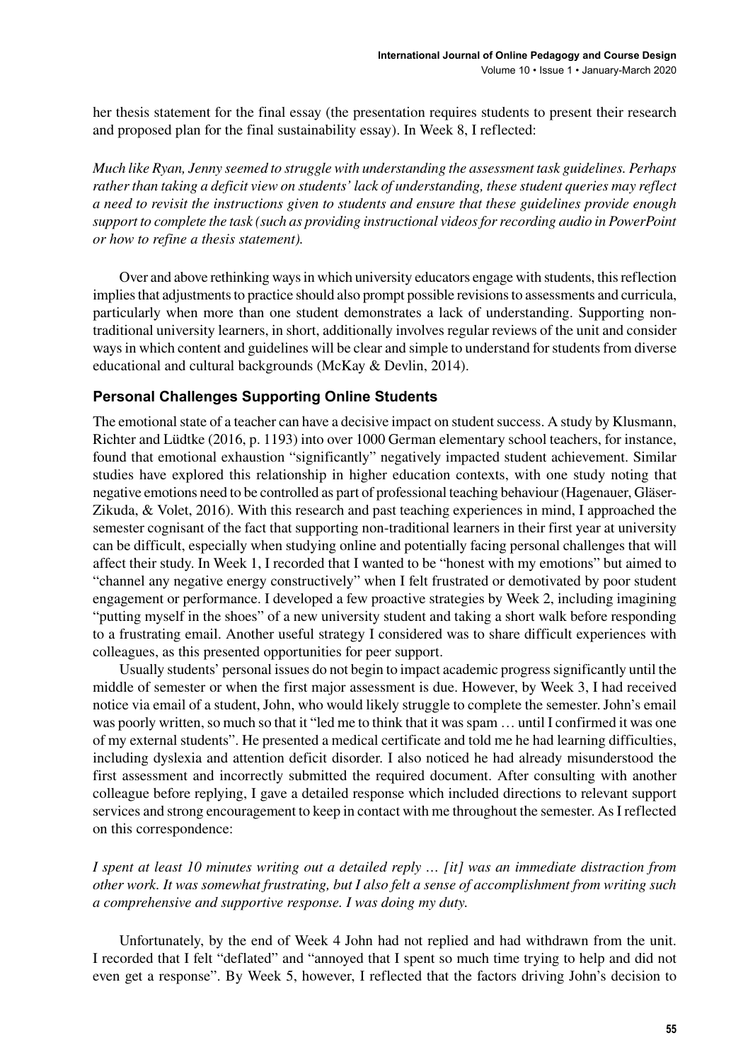her thesis statement for the final essay (the presentation requires students to present their research and proposed plan for the final sustainability essay). In Week 8, I reflected:

*Much like Ryan, Jenny seemed to struggle with understanding the assessment task guidelines. Perhaps rather than taking a deficit view on students' lack of understanding, these student queries may reflect a need to revisit the instructions given to students and ensure that these guidelines provide enough support to complete the task (such as providing instructional videos for recording audio in PowerPoint or how to refine a thesis statement).*

Over and above rethinking ways in which university educators engage with students, this reflection implies that adjustments to practice should also prompt possible revisions to assessments and curricula, particularly when more than one student demonstrates a lack of understanding. Supporting non-traditional university learners, in short, additionally involves regular reviews of the unit and consider ways in which content and guidelines will be clear and simple to understand for students from diverse educational and cultural backgrounds (McKay & Devlin, 2014).

### Personal Challenges Supporting Online Students

The emotional state of a teacher can have a decisive impact on student success. A study by Klusmann, Richter and Lüdtke (2016, p. 1193) into over 1000 German elementary school teachers, for instance, found that emotional exhaustion "significantly" negatively impacted student achievement. Similar studies have explored this relationship in higher education contexts, with one study noting that negative emotions need to be controlled as part of professional teaching behaviour (Hagenauer, Gläser-Zikuda, & Volet, 2016). With this research and past teaching experiences in mind, I approached the semester cognisant of the fact that supporting non-traditional learners in their first year at university can be difficult, especially when studying online and potentially facing personal challenges that will affect their study. In Week 1, I recorded that I wanted to be "honest with my emotions" but aimed to "channel any negative energy constructively" when I felt frustrated or demotivated by poor student engagement or performance. I developed a few proactive strategies by Week 2, including imagining "putting myself in the shoes" of a new university student and taking a short walk before responding to a frustrating email. Another useful strategy I considered was to share difficult experiences with colleagues, as this presented opportunities for peer support.

Usually students' personal issues do not begin to impact academic progress significantly until the middle of semester or when the first major assessment is due. However, by Week 3, I had received notice via email of a student, John, who would likely struggle to complete the semester. John's email was poorly written, so much so that it "led me to think that it was spam … until I confirmed it was one of my external students". He presented a medical certificate and told me he had learning difficulties, including dyslexia and attention deficit disorder. I also noticed he had already misunderstood the first assessment and incorrectly submitted the required document. After consulting with another colleague before replying, I gave a detailed response which included directions to relevant support services and strong encouragement to keep in contact with me throughout the semester. As I reflected on this correspondence:

*I spent at least 10 minutes writing out a detailed reply … [it] was an immediate distraction from other work. It was somewhat frustrating, but I also felt a sense of accomplishment from writing such a comprehensive and supportive response. I was doing my duty.*

Unfortunately, by the end of Week 4 John had not replied and had withdrawn from the unit. I recorded that I felt "deflated" and "annoyed that I spent so much time trying to help and did not even get a response". By Week 5, however, I reflected that the factors driving John's decision to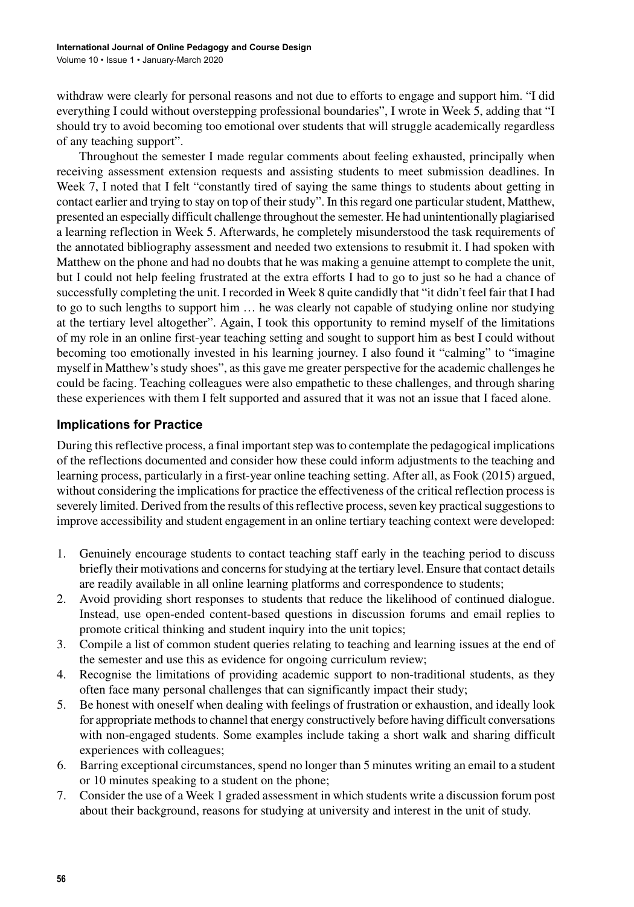withdraw were clearly for personal reasons and not due to efforts to engage and support him. "I did everything I could without overstepping professional boundaries", I wrote in Week 5, adding that "I should try to avoid becoming too emotional over students that will struggle academically regardless of any teaching support".

Throughout the semester I made regular comments about feeling exhausted, principally when receiving assessment extension requests and assisting students to meet submission deadlines. In Week 7, I noted that I felt "constantly tired of saying the same things to students about getting in contact earlier and trying to stay on top of their study". In this regard one particular student, Matthew, presented an especially difficult challenge throughout the semester. He had unintentionally plagiarised a learning reflection in Week 5. Afterwards, he completely misunderstood the task requirements of the annotated bibliography assessment and needed two extensions to resubmit it. I had spoken with Matthew on the phone and had no doubts that he was making a genuine attempt to complete the unit, but I could not help feeling frustrated at the extra efforts I had to go to just so he had a chance of successfully completing the unit. I recorded in Week 8 quite candidly that "it didn't feel fair that I had to go to such lengths to support him … he was clearly not capable of studying online nor studying at the tertiary level altogether". Again, I took this opportunity to remind myself of the limitations of my role in an online first-year teaching setting and sought to support him as best I could without becoming too emotionally invested in his learning journey. I also found it "calming" to "imagine myself in Matthew's study shoes", as this gave me greater perspective for the academic challenges he could be facing. Teaching colleagues were also empathetic to these challenges, and through sharing these experiences with them I felt supported and assured that it was not an issue that I faced alone.

## Implications for Practice

During this reflective process, a final important step was to contemplate the pedagogical implications of the reflections documented and consider how these could inform adjustments to the teaching and learning process, particularly in a first-year online teaching setting. After all, as Fook (2015) argued, without considering the implications for practice the effectiveness of the critical reflection process is severely limited. Derived from the results of this reflective process, seven key practical suggestions to improve accessibility and student engagement in an online tertiary teaching context were developed:

1. Genuinely encourage students to contact teaching staff early in the teaching period to discuss briefly their motivations and concerns for studying at the tertiary level. Ensure that contact details are readily available in all online learning platforms and correspondence to students;
2. Avoid providing short responses to students that reduce the likelihood of continued dialogue. Instead, use open-ended content-based questions in discussion forums and email replies to promote critical thinking and student inquiry into the unit topics;
3. Compile a list of common student queries relating to teaching and learning issues at the end of the semester and use this as evidence for ongoing curriculum review;
4. Recognise the limitations of providing academic support to non-traditional students, as they often face many personal challenges that can significantly impact their study;
5. Be honest with oneself when dealing with feelings of frustration or exhaustion, and ideally look for appropriate methods to channel that energy constructively before having difficult conversations with non-engaged students. Some examples include taking a short walk and sharing difficult experiences with colleagues;
6. Barring exceptional circumstances, spend no longer than 5 minutes writing an email to a student or 10 minutes speaking to a student on the phone;
7. Consider the use of a Week 1 graded assessment in which students write a discussion forum post about their background, reasons for studying at university and interest in the unit of study.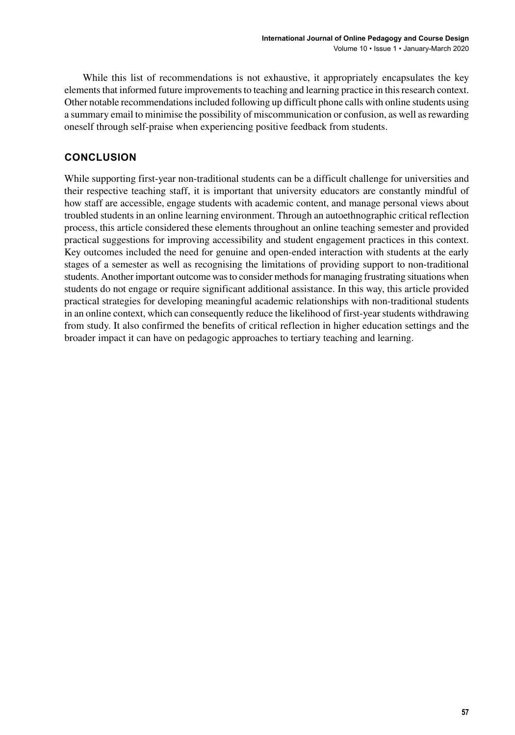While this list of recommendations is not exhaustive, it appropriately encapsulates the key elements that informed future improvements to teaching and learning practice in this research context. Other notable recommendations included following up difficult phone calls with online students using a summary email to minimise the possibility of miscommunication or confusion, as well as rewarding oneself through self-praise when experiencing positive feedback from students.

## CONCLUSION

While supporting first-year non-traditional students can be a difficult challenge for universities and their respective teaching staff, it is important that university educators are constantly mindful of how staff are accessible, engage students with academic content, and manage personal views about troubled students in an online learning environment. Through an autoethnographic critical reflection process, this article considered these elements throughout an online teaching semester and provided practical suggestions for improving accessibility and student engagement practices in this context. Key outcomes included the need for genuine and open-ended interaction with students at the early stages of a semester as well as recognising the limitations of providing support to non-traditional students. Another important outcome was to consider methods for managing frustrating situations when students do not engage or require significant additional assistance. In this way, this article provided practical strategies for developing meaningful academic relationships with non-traditional students in an online context, which can consequently reduce the likelihood of first-year students withdrawing from study. It also confirmed the benefits of critical reflection in higher education settings and the broader impact it can have on pedagogic approaches to tertiary teaching and learning.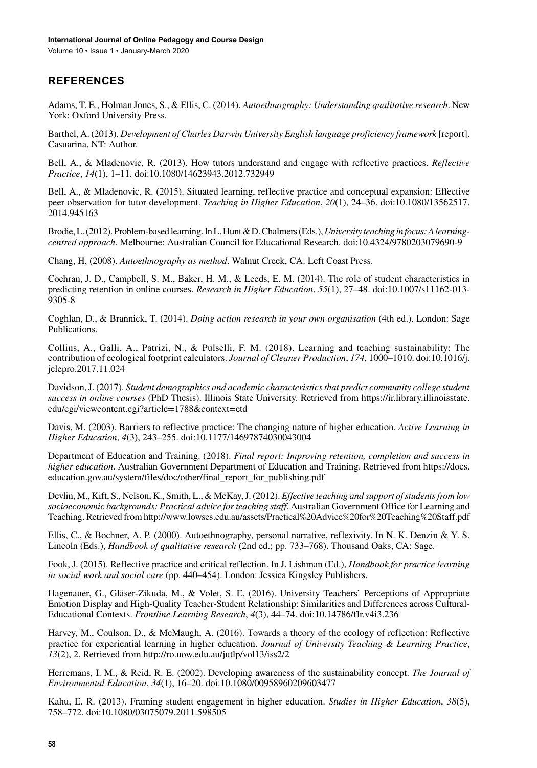## REFERENCES

Adams, T. E., Holman Jones, S., & Ellis, C. (2014). *Autoethnography: Understanding qualitative research*. New York: Oxford University Press.

Barthel, A. (2013). *Development of Charles Darwin University English language proficiency framework* [report]. Casuarina, NT: Author.

Bell, A., & Mladenovic, R. (2013). How tutors understand and engage with reflective practices. *Reflective Practice*, *14*(1), 1–11. doi:10.1080/14623943.2012.732949

Bell, A., & Mladenovic, R. (2015). Situated learning, reflective practice and conceptual expansion: Effective peer observation for tutor development. *Teaching in Higher Education*, *20*(1), 24–36. doi:10.1080/13562517.2014.945163

Brodie, L. (2012). Problem-based learning. In L. Hunt & D. Chalmers (Eds.), *University teaching in focus: A learning-centred approach*. Melbourne: Australian Council for Educational Research. doi:10.4324/9780203079690-9

Chang, H. (2008). *Autoethnography as method*. Walnut Creek, CA: Left Coast Press.

Cochran, J. D., Campbell, S. M., Baker, H. M., & Leeds, E. M. (2014). The role of student characteristics in predicting retention in online courses. *Research in Higher Education*, *55*(1), 27–48. doi:10.1007/s11162-013-9305-8

Coghlan, D., & Brannick, T. (2014). *Doing action research in your own organisation* (4th ed.). London: Sage Publications.

Collins, A., Galli, A., Patrizi, N., & Pulselli, F. M. (2018). Learning and teaching sustainability: The contribution of ecological footprint calculators. *Journal of Cleaner Production*, *174*, 1000–1010. doi:10.1016/j.jclepro.2017.11.024

Davidson, J. (2017). *Student demographics and academic characteristics that predict community college student success in online courses* (PhD Thesis). Illinois State University. Retrieved from https://ir.library.illinoisstate.edu/cgi/viewcontent.cgi?article=1788&context=etd

Davis, M. (2003). Barriers to reflective practice: The changing nature of higher education. *Active Learning in Higher Education*, *4*(3), 243–255. doi:10.1177/14697874030043004

Department of Education and Training. (2018). *Final report: Improving retention, completion and success in higher education*. Australian Government Department of Education and Training. Retrieved from https://docs.education.gov.au/system/files/doc/other/final_report_for_publishing.pdf

Devlin, M., Kift, S., Nelson, K., Smith, L., & McKay, J. (2012). *Effective teaching and support of students from low socioeconomic backgrounds: Practical advice for teaching staff*. Australian Government Office for Learning and Teaching. Retrieved from http://www.lowses.edu.au/assets/Practical%20Advice%20for%20Teaching%20Staff.pdf

Ellis, C., & Bochner, A. P. (2000). Autoethnography, personal narrative, reflexivity. In N. K. Denzin & Y. S. Lincoln (Eds.), *Handbook of qualitative research* (2nd ed.; pp. 733–768). Thousand Oaks, CA: Sage.

Fook, J. (2015). Reflective practice and critical reflection. In J. Lishman (Ed.), *Handbook for practice learning in social work and social care* (pp. 440–454). London: Jessica Kingsley Publishers.

Hagenauer, G., Gläser-Zikuda, M., & Volet, S. E. (2016). University Teachers' Perceptions of Appropriate Emotion Display and High-Quality Teacher-Student Relationship: Similarities and Differences across Cultural-Educational Contexts. *Frontline Learning Research*, *4*(3), 44–74. doi:10.14786/flr.v4i3.236

Harvey, M., Coulson, D., & McMaugh, A. (2016). Towards a theory of the ecology of reflection: Reflective practice for experiential learning in higher education. *Journal of University Teaching & Learning Practice*, *13*(2), 2. Retrieved from http://ro.uow.edu.au/jutlp/vol13/iss2/2

Herremans, I. M., & Reid, R. E. (2002). Developing awareness of the sustainability concept. *The Journal of Environmental Education*, *34*(1), 16–20. doi:10.1080/00958960209603477

Kahu, E. R. (2013). Framing student engagement in higher education. *Studies in Higher Education*, *38*(5), 758–772. doi:10.1080/03075079.2011.598505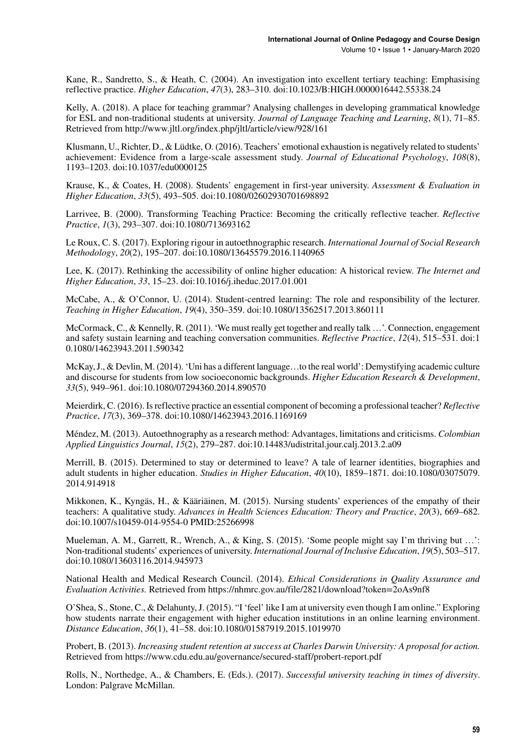Kane, R., Sandretto, S., & Heath, C. (2004). An investigation into excellent tertiary teaching: Emphasising reflective practice. *Higher Education*, *47*(3), 283–310. doi:10.1023/B:HIGH.0000016442.55338.24

Kelly, A. (2018). A place for teaching grammar? Analysing challenges in developing grammatical knowledge for ESL and non-traditional students at university. *Journal of Language Teaching and Learning*, *8*(1), 71–85. Retrieved from http://www.jltl.org/index.php/jltl/article/view/928/161

Klusmann, U., Richter, D., & Lüdtke, O. (2016). Teachers' emotional exhaustion is negatively related to students' achievement: Evidence from a large-scale assessment study. *Journal of Educational Psychology*, *108*(8), 1193–1203. doi:10.1037/edu0000125

Krause, K., & Coates, H. (2008). Students' engagement in first-year university. *Assessment & Evaluation in Higher Education*, *33*(5), 493–505. doi:10.1080/02602930701698892

Larrivee, B. (2000). Transforming Teaching Practice: Becoming the critically reflective teacher. *Reflective Practice*, *1*(3), 293–307. doi:10.1080/713693162

Le Roux, C. S. (2017). Exploring rigour in autoethnographic research. *International Journal of Social Research Methodology*, *20*(2), 195–207. doi:10.1080/13645579.2016.1140965

Lee, K. (2017). Rethinking the accessibility of online higher education: A historical review. *The Internet and Higher Education*, *33*, 15–23. doi:10.1016/j.iheduc.2017.01.001

McCabe, A., & O'Connor, U. (2014). Student-centred learning: The role and responsibility of the lecturer. *Teaching in Higher Education*, *19*(4), 350–359. doi:10.1080/13562517.2013.860111

McCormack, C., & Kennelly, R. (2011). 'We must really get together and really talk …'. Connection, engagement and safety sustain learning and teaching conversation communities. *Reflective Practice*, *12*(4), 515–531. doi:10.1080/14623943.2011.590342

McKay, J., & Devlin, M. (2014). 'Uni has a different language…to the real world': Demystifying academic culture and discourse for students from low socioeconomic backgrounds. *Higher Education Research & Development*, *33*(5), 949–961. doi:10.1080/07294360.2014.890570

Meierdirk, C. (2016). Is reflective practice an essential component of becoming a professional teacher? *Reflective Practice*, *17*(3), 369–378. doi:10.1080/14623943.2016.1169169

Méndez, M. (2013). Autoethnography as a research method: Advantages, limitations and criticisms. *Colombian Applied Linguistics Journal*, *15*(2), 279–287. doi:10.14483/udistrital.jour.calj.2013.2.a09

Merrill, B. (2015). Determined to stay or determined to leave? A tale of learner identities, biographies and adult students in higher education. *Studies in Higher Education*, *40*(10), 1859–1871. doi:10.1080/03075079.2014.914918

Mikkonen, K., Kyngäs, H., & Kääriäinen, M. (2015). Nursing students' experiences of the empathy of their teachers: A qualitative study. *Advances in Health Sciences Education: Theory and Practice*, *20*(3), 669–682. doi:10.1007/s10459-014-9554-0 PMID:25266998

Mueleman, A. M., Garrett, R., Wrench, A., & King, S. (2015). 'Some people might say I'm thriving but …': Non-traditional students' experiences of university. *International Journal of Inclusive Education*, *19*(5), 503–517. doi:10.1080/13603116.2014.945973

National Health and Medical Research Council. (2014). *Ethical Considerations in Quality Assurance and Evaluation Activities.* Retrieved from https://nhmrc.gov.au/file/2821/download?token=2oAs9nf8

O'Shea, S., Stone, C., & Delahunty, J. (2015). "I 'feel' like I am at university even though I am online." Exploring how students narrate their engagement with higher education institutions in an online learning environment. *Distance Education*, *36*(1), 41–58. doi:10.1080/01587919.2015.1019970

Probert, B. (2013). *Increasing student retention at success at Charles Darwin University: A proposal for action.* Retrieved from https://www.cdu.edu.au/governance/secured-staff/probert-report.pdf

Rolls, N., Northedge, A., & Chambers, E. (Eds.). (2017). *Successful university teaching in times of diversity*. London: Palgrave McMillan.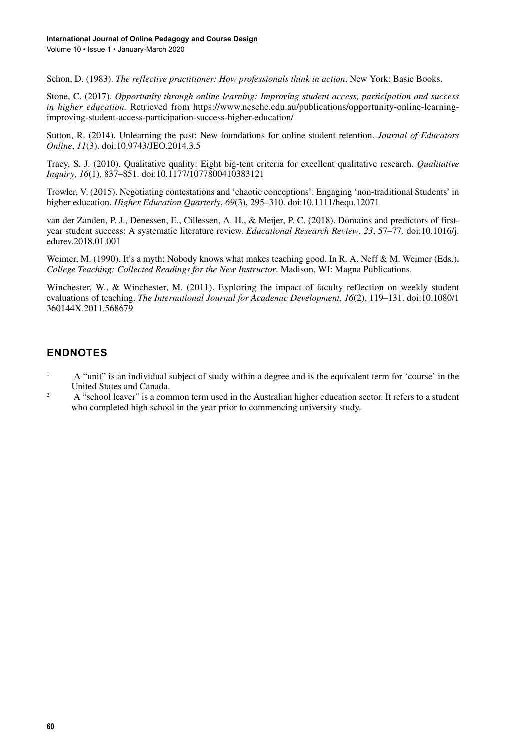Schon, D. (1983). *The reflective practitioner: How professionals think in action*. New York: Basic Books.

Stone, C. (2017). *Opportunity through online learning: Improving student access, participation and success in higher education.* Retrieved from https://www.ncsehe.edu.au/publications/opportunity-online-learning-improving-student-access-participation-success-higher-education/

Sutton, R. (2014). Unlearning the past: New foundations for online student retention. *Journal of Educators Online*, *11*(3). doi:10.9743/JEO.2014.3.5

Tracy, S. J. (2010). Qualitative quality: Eight big-tent criteria for excellent qualitative research. *Qualitative Inquiry*, *16*(1), 837–851. doi:10.1177/1077800410383121

Trowler, V. (2015). Negotiating contestations and 'chaotic conceptions': Engaging 'non-traditional Students' in higher education. *Higher Education Quarterly*, *69*(3), 295–310. doi:10.1111/hequ.12071

van der Zanden, P. J., Denessen, E., Cillessen, A. H., & Meijer, P. C. (2018). Domains and predictors of first-year student success: A systematic literature review. *Educational Research Review*, *23*, 57–77. doi:10.1016/j.edurev.2018.01.001

Weimer, M. (1990). It's a myth: Nobody knows what makes teaching good. In R. A. Neff & M. Weimer (Eds.), *College Teaching: Collected Readings for the New Instructor*. Madison, WI: Magna Publications.

Winchester, W., & Winchester, M. (2011). Exploring the impact of faculty reflection on weekly student evaluations of teaching. *The International Journal for Academic Development*, *16*(2), 119–131. doi:10.1080/1360144X.2011.568679

## ENDNOTES

[1] A "unit" is an individual subject of study within a degree and is the equivalent term for 'course' in the United States and Canada.

[2] A "school leaver" is a common term used in the Australian higher education sector. It refers to a student who completed high school in the year prior to commencing university study.